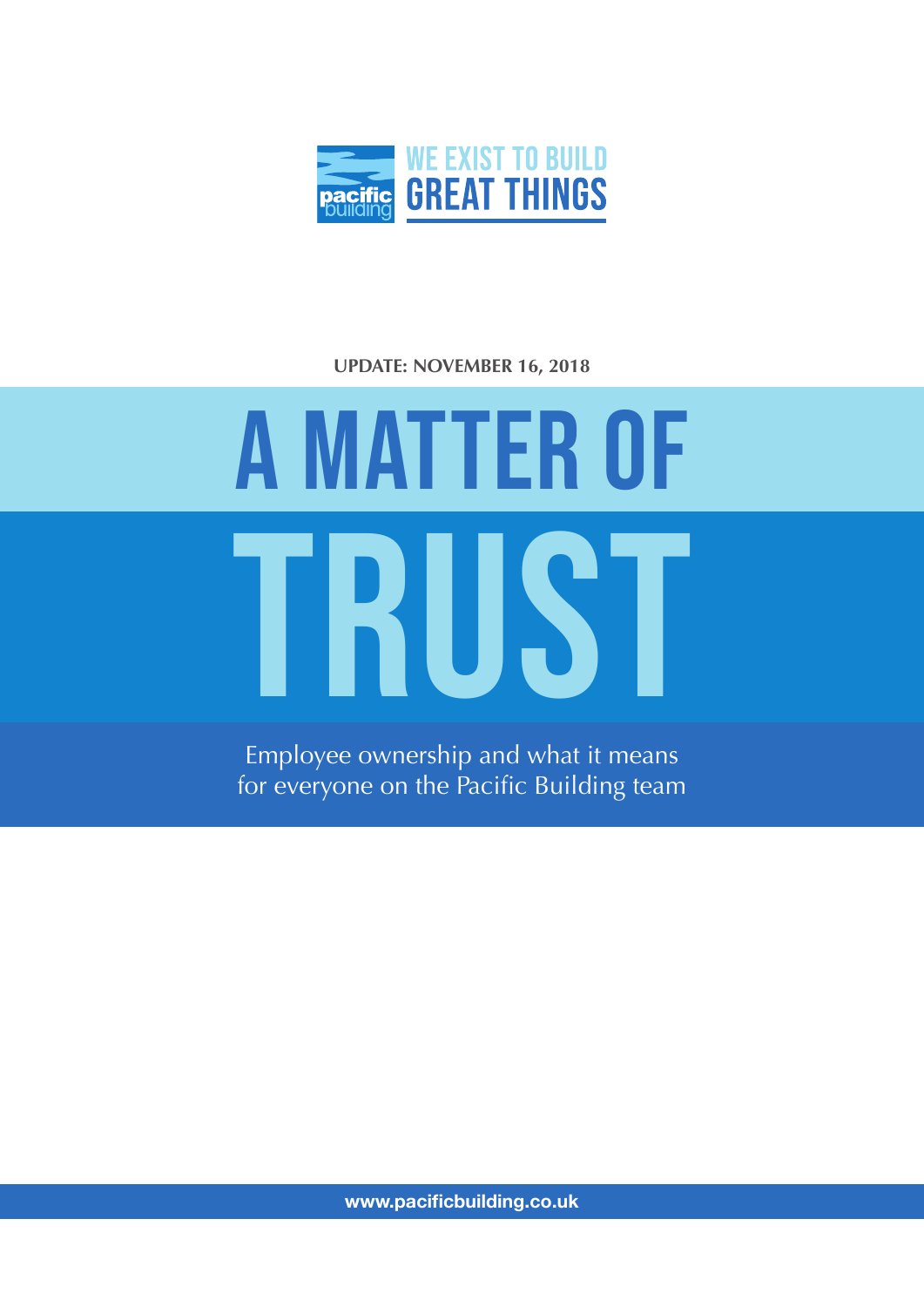WE EXIST TO BUILD
GREAT THINGS

**UPDATE: NOVEMBER 16, 2018**

# A MATTER OF TRUST

Employee ownership and what it means for everyone on the Pacific Building team

**www.pacificbuilding.co.uk**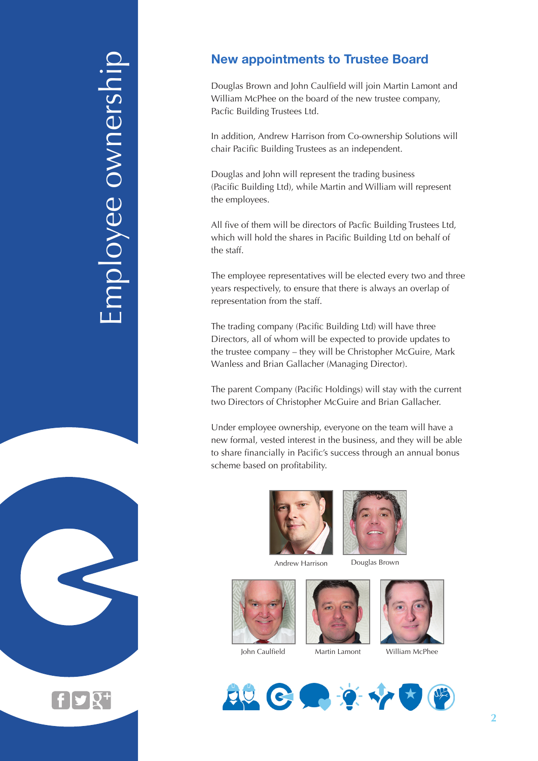## New appointments to Trustee Board

Douglas Brown and John Caulfield will join Martin Lamont and William McPhee on the board of the new trustee company, Pacfic Building Trustees Ltd.

In addition, Andrew Harrison from Co-ownership Solutions will chair Pacific Building Trustees as an independent.

Douglas and John will represent the trading business (Pacific Building Ltd), while Martin and William will represent the employees.

All five of them will be directors of Pacfic Building Trustees Ltd, which will hold the shares in Pacific Building Ltd on behalf of the staff.

The employee representatives will be elected every two and three years respectively, to ensure that there is always an overlap of representation from the staff.

The trading company (Pacific Building Ltd) will have three Directors, all of whom will be expected to provide updates to the trustee company – they will be Christopher McGuire, Mark Wanless and Brian Gallacher (Managing Director).

The parent Company (Pacific Holdings) will stay with the current two Directors of Christopher McGuire and Brian Gallacher.

Under employee ownership, everyone on the team will have a new formal, vested interest in the business, and they will be able to share financially in Pacific's success through an annual bonus scheme based on profitability.

Andrew Harrison

Douglas Brown

John Caulfield

Martin Lamont

William McPhee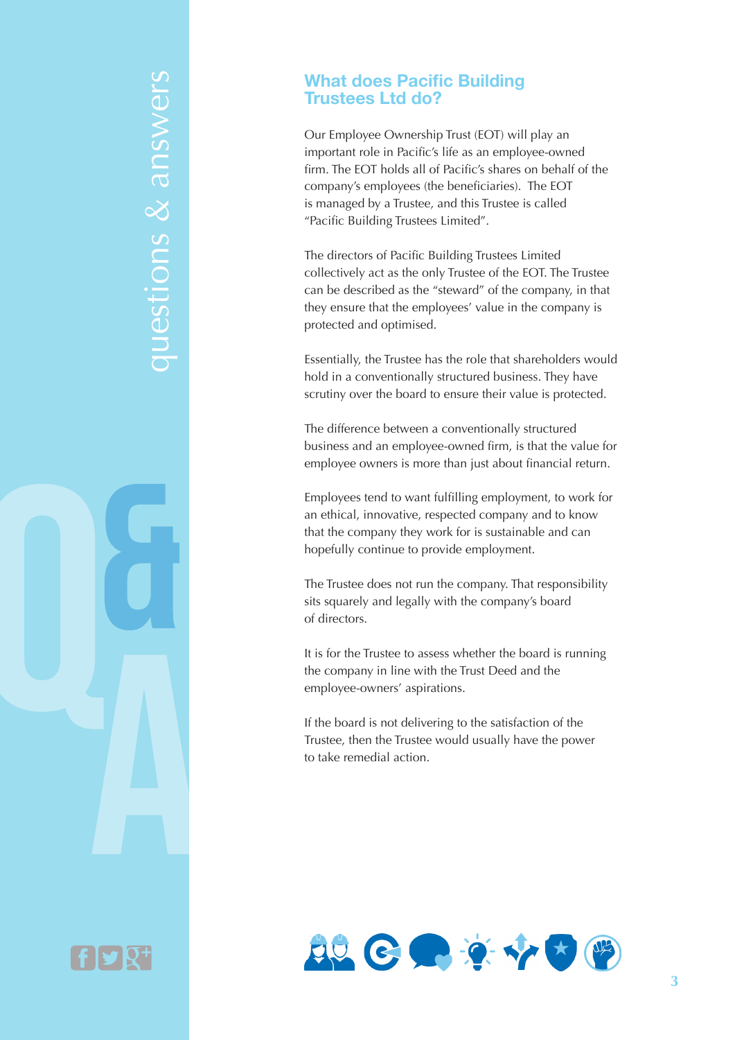## What does Pacific Building Trustees Ltd do?

Our Employee Ownership Trust (EOT) will play an important role in Pacific's life as an employee-owned firm. The EOT holds all of Pacific's shares on behalf of the company's employees (the beneficiaries). The EOT is managed by a Trustee, and this Trustee is called "Pacific Building Trustees Limited".

The directors of Pacific Building Trustees Limited collectively act as the only Trustee of the EOT. The Trustee can be described as the "steward" of the company, in that they ensure that the employees' value in the company is protected and optimised.

Essentially, the Trustee has the role that shareholders would hold in a conventionally structured business. They have scrutiny over the board to ensure their value is protected.

The difference between a conventionally structured business and an employee-owned firm, is that the value for employee owners is more than just about financial return.

Employees tend to want fulfilling employment, to work for an ethical, innovative, respected company and to know that the company they work for is sustainable and can hopefully continue to provide employment.

The Trustee does not run the company. That responsibility sits squarely and legally with the company's board of directors.

It is for the Trustee to assess whether the board is running the company in line with the Trust Deed and the employee-owners' aspirations.

If the board is not delivering to the satisfaction of the Trustee, then the Trustee would usually have the power to take remedial action.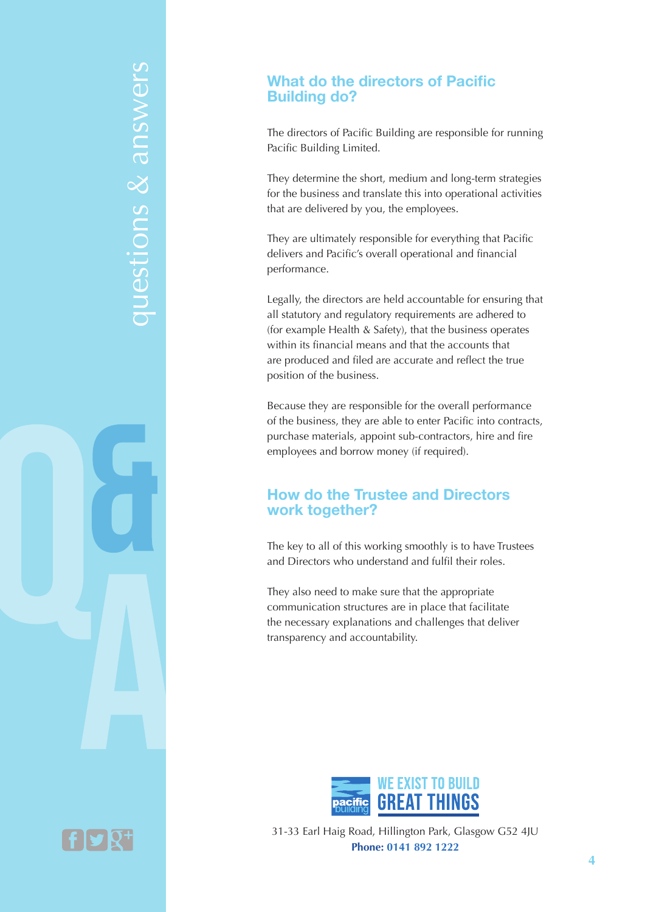## What do the directors of Pacific Building do?

The directors of Pacific Building are responsible for running Pacific Building Limited.

They determine the short, medium and long-term strategies for the business and translate this into operational activities that are delivered by you, the employees.

They are ultimately responsible for everything that Pacific delivers and Pacific's overall operational and financial performance.

Legally, the directors are held accountable for ensuring that all statutory and regulatory requirements are adhered to (for example Health & Safety), that the business operates within its financial means and that the accounts that are produced and filed are accurate and reflect the true position of the business.

Because they are responsible for the overall performance of the business, they are able to enter Pacific into contracts, purchase materials, appoint sub-contractors, hire and fire employees and borrow money (if required).

## How do the Trustee and Directors work together?

The key to all of this working smoothly is to have Trustees and Directors who understand and fulfil their roles.

They also need to make sure that the appropriate communication structures are in place that facilitate the necessary explanations and challenges that deliver transparency and accountability.

WE EXIST TO BUILD GREAT THINGS

31-33 Earl Haig Road, Hillington Park, Glasgow G52 4JU

**Phone: 0141 892 1222**